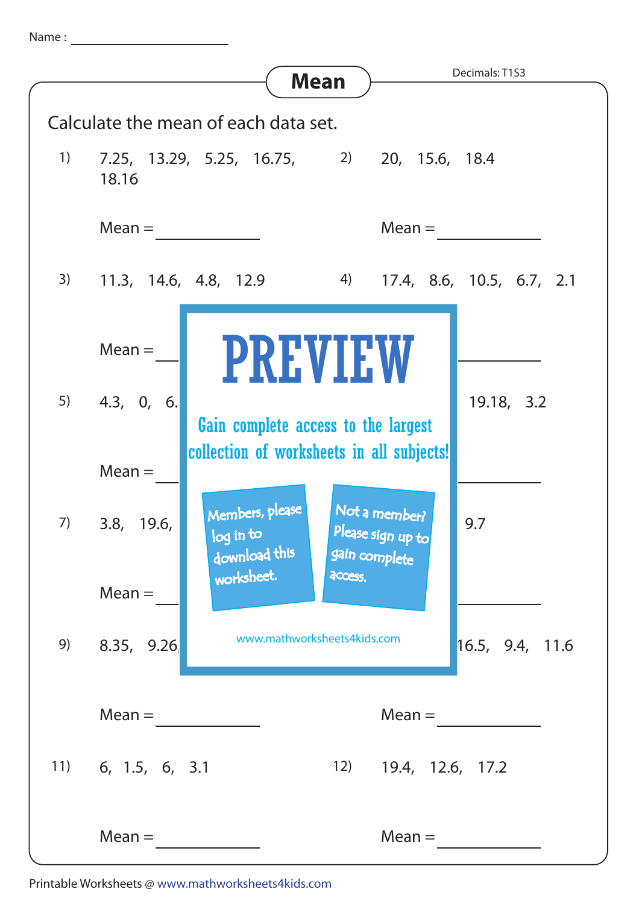Name : ____________________

# Mean

Decimals: T1S3

Calculate the mean of each data set.

1) 7.25, 13.29, 5.25, 16.75, 18.16

Mean = ____________

2) 20, 15.6, 18.4

Mean = ____________

3) 11.3, 14.6, 4.8, 12.9

Mean = ____________

4) 17.4, 8.6, 10.5, 6.7, 2.1

Mean = ____________

5) 4.3, 0, 6.

Mean = ____________

6) 19.18, 3.2

Mean = ____________

7) 3.8, 19.6,

Mean = ____________

8) 9.7

Mean = ____________

9) 8.35, 9.26,

Mean = ____________

10) 16.5, 9.4, 11.6

Mean = ____________

11) 6, 1.5, 6, 3.1

Mean = ____________

12) 19.4, 12.6, 17.2

Mean = ____________

PREVIEW

Gain complete access to the largest collection of worksheets in all subjects!

Members, please log in to download this worksheet.

Not a member? Please sign up to gain complete access.

www.mathworksheets4kids.com

Printable Worksheets @ www.mathworksheets4kids.com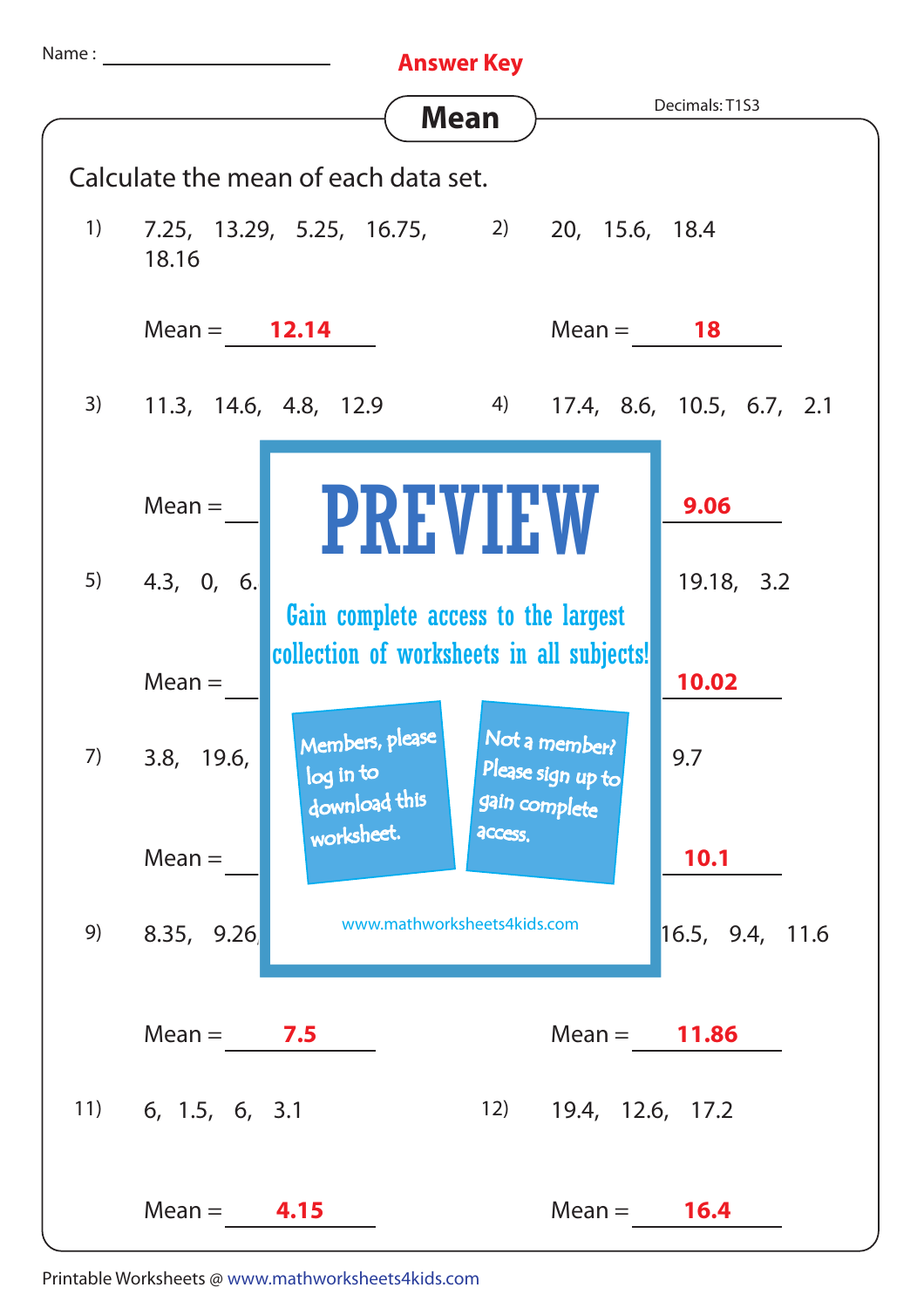Name : ____________________

**Answer Key**

# Mean

Decimals: T1S3

Calculate the mean of each data set.

1) 7.25, 13.29, 5.25, 16.75, 18.16

Mean = **12.14**

2) 20, 15.6, 18.4

Mean = **18**

3) 11.3, 14.6, 4.8, 12.9

Mean = ____

4) 17.4, 8.6, 10.5, 6.7, 2.1

Mean = **9.06**

5) 4.3, 0, 6.

19.18, 3.2

Mean = ____

Mean = **10.02**

7) 3.8, 19.6,

9.7

Mean = ____

Mean = **10.1**

9) 8.35, 9.26,

16.5, 9.4, 11.6

Mean = **7.5**

Mean = **11.86**

11) 6, 1.5, 6, 3.1

Mean = **4.15**

12) 19.4, 12.6, 17.2

Mean = **16.4**

PREVIEW

Gain complete access to the largest collection of worksheets in all subjects!

Members, please log in to download this worksheet.

Not a member? Please sign up to gain complete access.

www.mathworksheets4kids.com

Printable Worksheets @ www.mathworksheets4kids.com